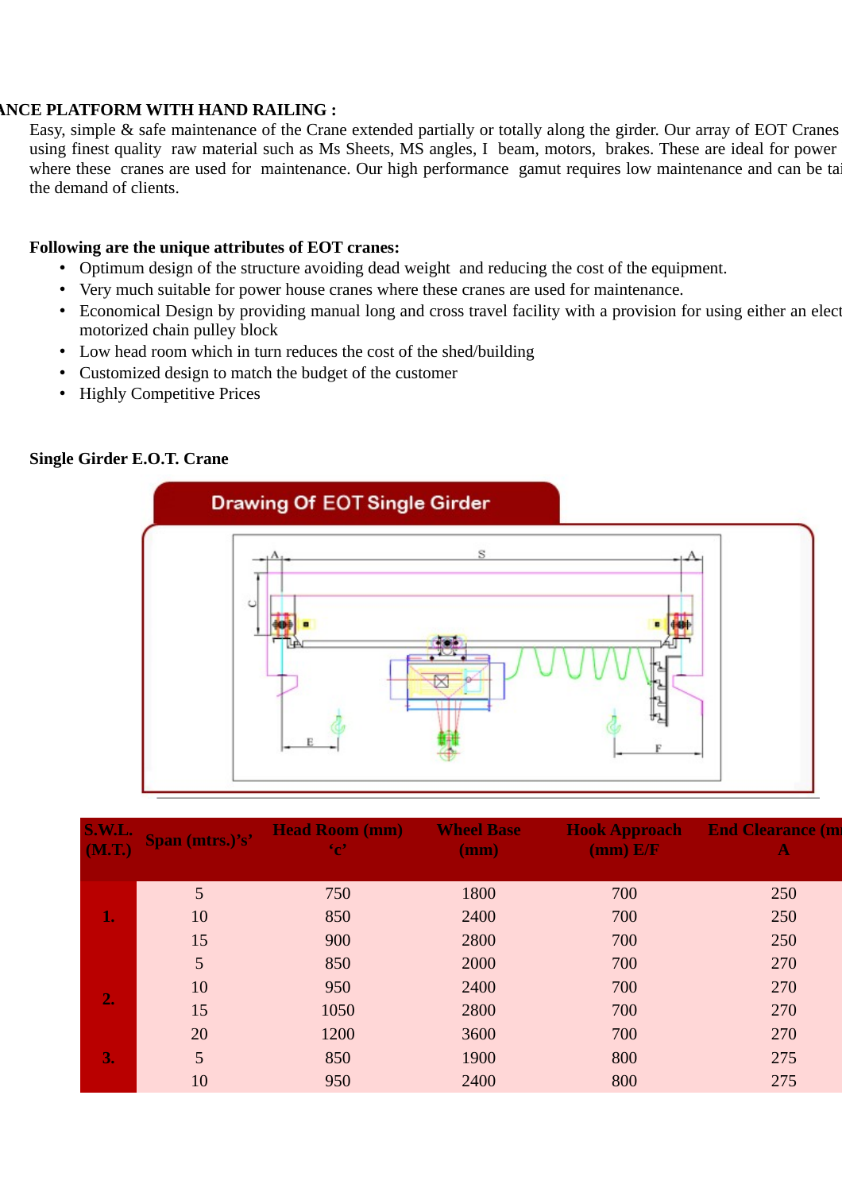**ANCE PLATFORM WITH HAND RAILING :**

Easy, simple & safe maintenance of the Crane extended partially or totally along the girder. Our array of EOT Cranes using finest quality raw material such as Ms Sheets, MS angles, I beam, motors, brakes. These are ideal for power where these cranes are used for maintenance. Our high performance gamut requires low maintenance and can be tai the demand of clients.

**Following are the unique attributes of EOT cranes:**

- Optimum design of the structure avoiding dead weight and reducing the cost of the equipment.
- Very much suitable for power house cranes where these cranes are used for maintenance.
- Economical Design by providing manual long and cross travel facility with a provision for using either an elect motorized chain pulley block
- Low head room which in turn reduces the cost of the shed/building
- Customized design to match the budget of the customer
- Highly Competitive Prices

**Single Girder E.O.T. Crane**

Drawing Of EOT Single Girder

| S.W.L. (M.T.) | Span (mtrs.)'s' | Head Room (mm) 'c' | Wheel Base (mm) | Hook Approach (mm) E/F | End Clearance (m A |
|---|---|---|---|---|---|
| 1. | 5 | 750 | 1800 | 700 | 250 |
| | 10 | 850 | 2400 | 700 | 250 |
| | 15 | 900 | 2800 | 700 | 250 |
| 2. | 5 | 850 | 2000 | 700 | 270 |
| | 10 | 950 | 2400 | 700 | 270 |
| | 15 | 1050 | 2800 | 700 | 270 |
| | 20 | 1200 | 3600 | 700 | 270 |
| 3. | 5 | 850 | 1900 | 800 | 275 |
| | 10 | 950 | 2400 | 800 | 275 |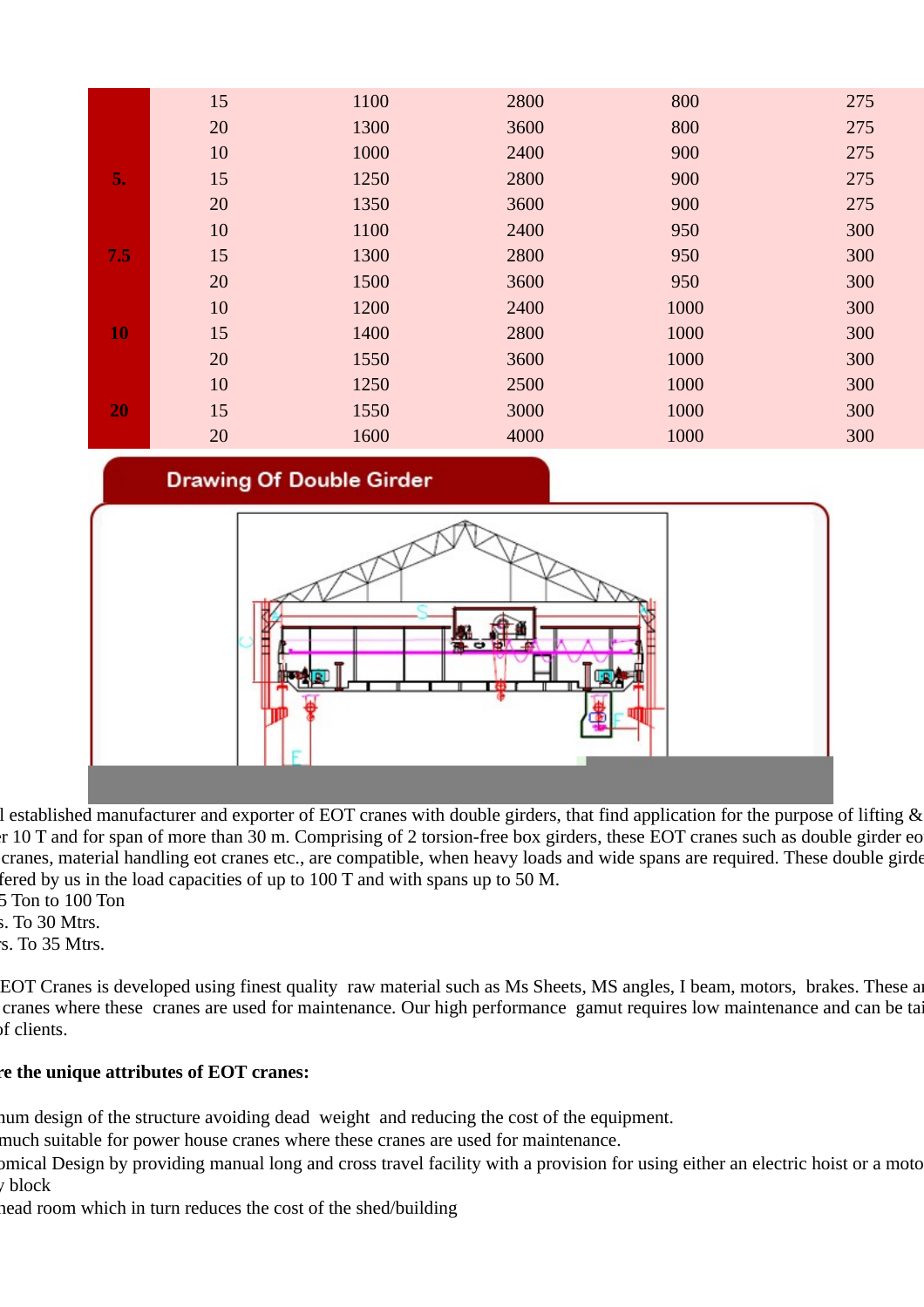| | | | | |
|---|---|---|---|---|
| | 15 | 1100 | 2800 | 800 | 275 |
| | 20 | 1300 | 3600 | 800 | 275 |
| | 10 | 1000 | 2400 | 900 | 275 |
| 5. | 15 | 1250 | 2800 | 900 | 275 |
| | 20 | 1350 | 3600 | 900 | 275 |
| | 10 | 1100 | 2400 | 950 | 300 |
| 7.5 | 15 | 1300 | 2800 | 950 | 300 |
| | 20 | 1500 | 3600 | 950 | 300 |
| | 10 | 1200 | 2400 | 1000 | 300 |
| 10 | 15 | 1400 | 2800 | 1000 | 300 |
| | 20 | 1550 | 3600 | 1000 | 300 |
| | 10 | 1250 | 2500 | 1000 | 300 |
| 20 | 15 | 1550 | 3000 | 1000 | 300 |
| | 20 | 1600 | 4000 | 1000 | 300 |

## Drawing Of Double Girder

l established manufacturer and exporter of EOT cranes with double girders, that find application for the purpose of lifting & r 10 T and for span of more than 30 m. Comprising of 2 torsion-free box girders, these EOT cranes such as double girder eo cranes, material handling eot cranes etc., are compatible, when heavy loads and wide spans are required. These double girde fered by us in the load capacities of up to 100 T and with spans up to 50 M.

5 Ton to 100 Ton

s. To 30 Mtrs.

rs. To 35 Mtrs.

EOT Cranes is developed using finest quality raw material such as Ms Sheets, MS angles, I beam, motors, brakes. These ar cranes where these cranes are used for maintenance. Our high performance gamut requires low maintenance and can be tai of clients.

**re the unique attributes of EOT cranes:**

num design of the structure avoiding dead weight and reducing the cost of the equipment.

much suitable for power house cranes where these cranes are used for maintenance.

omical Design by providing manual long and cross travel facility with a provision for using either an electric hoist or a moto y block

head room which in turn reduces the cost of the shed/building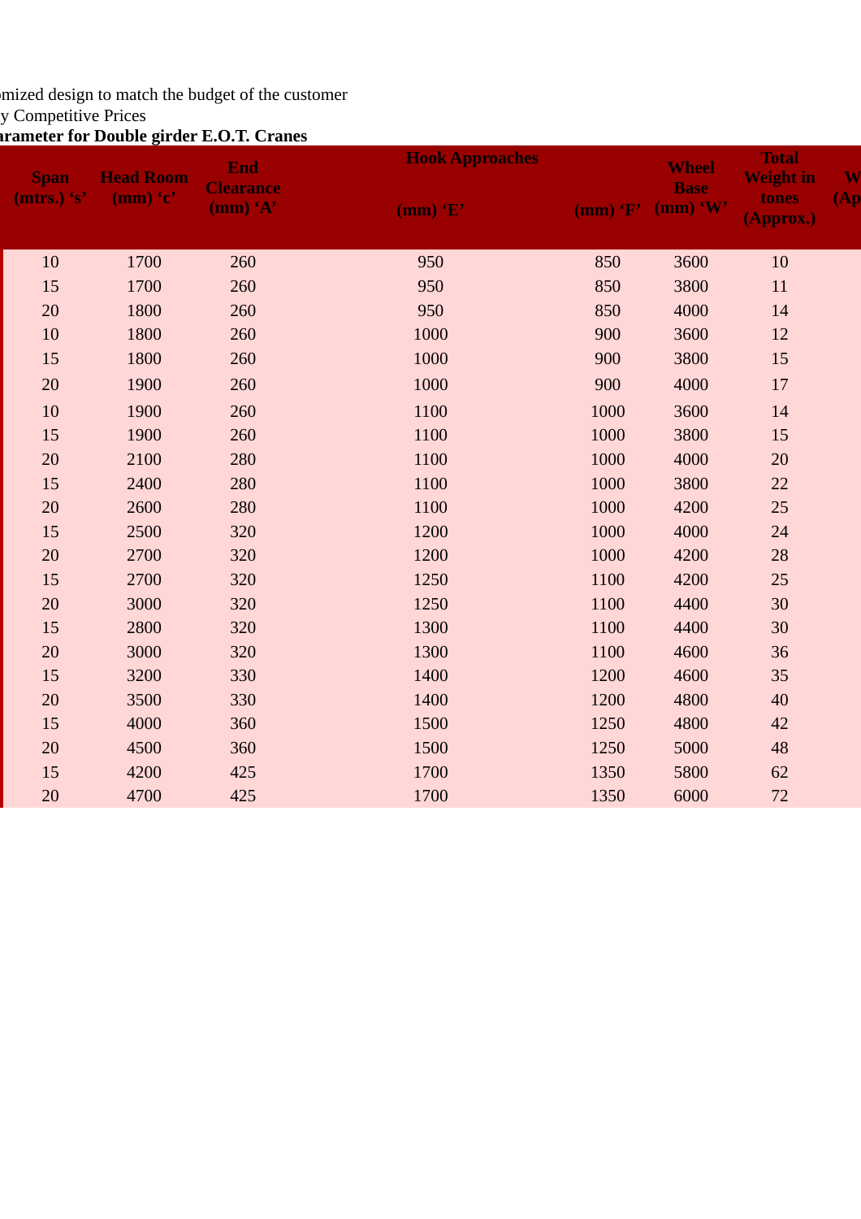mized design to match the budget of the customer

y Competitive Prices

**arameter for Double girder E.O.T. Cranes**

| Span (mtrs.) 's' | Head Room (mm) 'c' | End Clearance (mm) 'A' | Hook Approaches (mm) 'E' | (mm) 'F' | Wheel Base (mm) 'W' | Total Weight in tones (Approx.) | W (Ap |
|---|---|---|---|---|---|---|---|
| 10 | 1700 | 260 | 950 | 850 | 3600 | 10 | |
| 15 | 1700 | 260 | 950 | 850 | 3800 | 11 | |
| 20 | 1800 | 260 | 950 | 850 | 4000 | 14 | |
| 10 | 1800 | 260 | 1000 | 900 | 3600 | 12 | |
| 15 | 1800 | 260 | 1000 | 900 | 3800 | 15 | |
| 20 | 1900 | 260 | 1000 | 900 | 4000 | 17 | |
| 10 | 1900 | 260 | 1100 | 1000 | 3600 | 14 | |
| 15 | 1900 | 260 | 1100 | 1000 | 3800 | 15 | |
| 20 | 2100 | 280 | 1100 | 1000 | 4000 | 20 | |
| 15 | 2400 | 280 | 1100 | 1000 | 3800 | 22 | |
| 20 | 2600 | 280 | 1100 | 1000 | 4200 | 25 | |
| 15 | 2500 | 320 | 1200 | 1000 | 4000 | 24 | |
| 20 | 2700 | 320 | 1200 | 1000 | 4200 | 28 | |
| 15 | 2700 | 320 | 1250 | 1100 | 4200 | 25 | |
| 20 | 3000 | 320 | 1250 | 1100 | 4400 | 30 | |
| 15 | 2800 | 320 | 1300 | 1100 | 4400 | 30 | |
| 20 | 3000 | 320 | 1300 | 1100 | 4600 | 36 | |
| 15 | 3200 | 330 | 1400 | 1200 | 4600 | 35 | |
| 20 | 3500 | 330 | 1400 | 1200 | 4800 | 40 | |
| 15 | 4000 | 360 | 1500 | 1250 | 4800 | 42 | |
| 20 | 4500 | 360 | 1500 | 1250 | 5000 | 48 | |
| 15 | 4200 | 425 | 1700 | 1350 | 5800 | 62 | |
| 20 | 4700 | 425 | 1700 | 1350 | 6000 | 72 | |